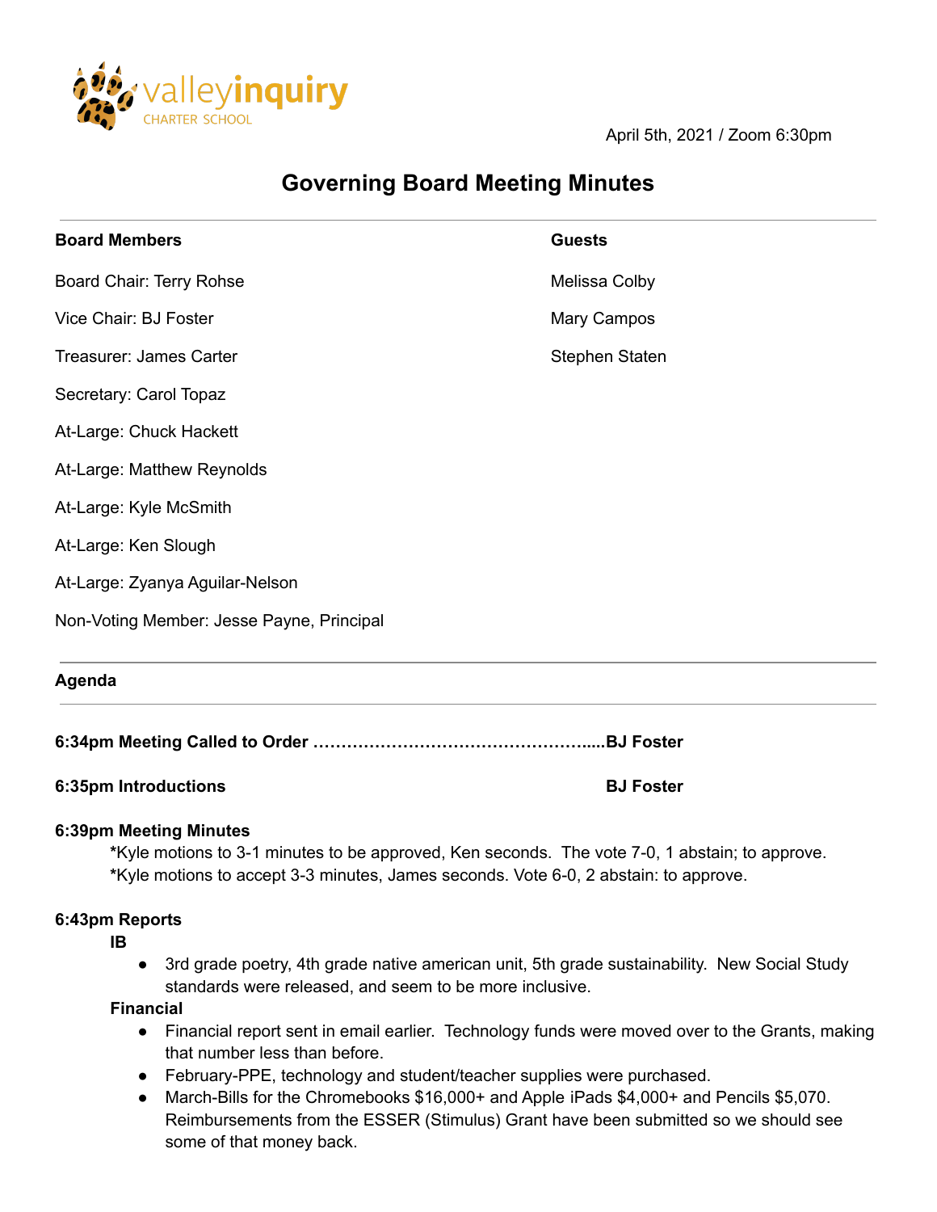valleyinquiry
CHARTER SCHOOL

April 5th, 2021 / Zoom 6:30pm

# Governing Board Meeting Minutes

**Board Members**

Board Chair: Terry Rohse

Vice Chair: BJ Foster

Treasurer: James Carter

Secretary: Carol Topaz

At-Large: Chuck Hackett

At-Large: Matthew Reynolds

At-Large: Kyle McSmith

At-Large: Ken Slough

At-Large: Zyanya Aguilar-Nelson

Non-Voting Member: Jesse Payne, Principal

**Guests**

Melissa Colby

Mary Campos

Stephen Staten

**Agenda**

**6:34pm Meeting Called to Order ……………………………………………….....BJ Foster**

**6:35pm Introductions BJ Foster**

**6:39pm Meeting Minutes**

*Kyle motions to 3-1 minutes to be approved, Ken seconds. The vote 7-0, 1 abstain; to approve.
*Kyle motions to accept 3-3 minutes, James seconds. Vote 6-0, 2 abstain: to approve.

**6:43pm Reports**

**IB**

- 3rd grade poetry, 4th grade native american unit, 5th grade sustainability. New Social Study standards were released, and seem to be more inclusive.

**Financial**

- Financial report sent in email earlier. Technology funds were moved over to the Grants, making that number less than before.
- February-PPE, technology and student/teacher supplies were purchased.
- March-Bills for the Chromebooks $16,000+ and Apple iPads $4,000+ and Pencils $5,070. Reimbursements from the ESSER (Stimulus) Grant have been submitted so we should see some of that money back.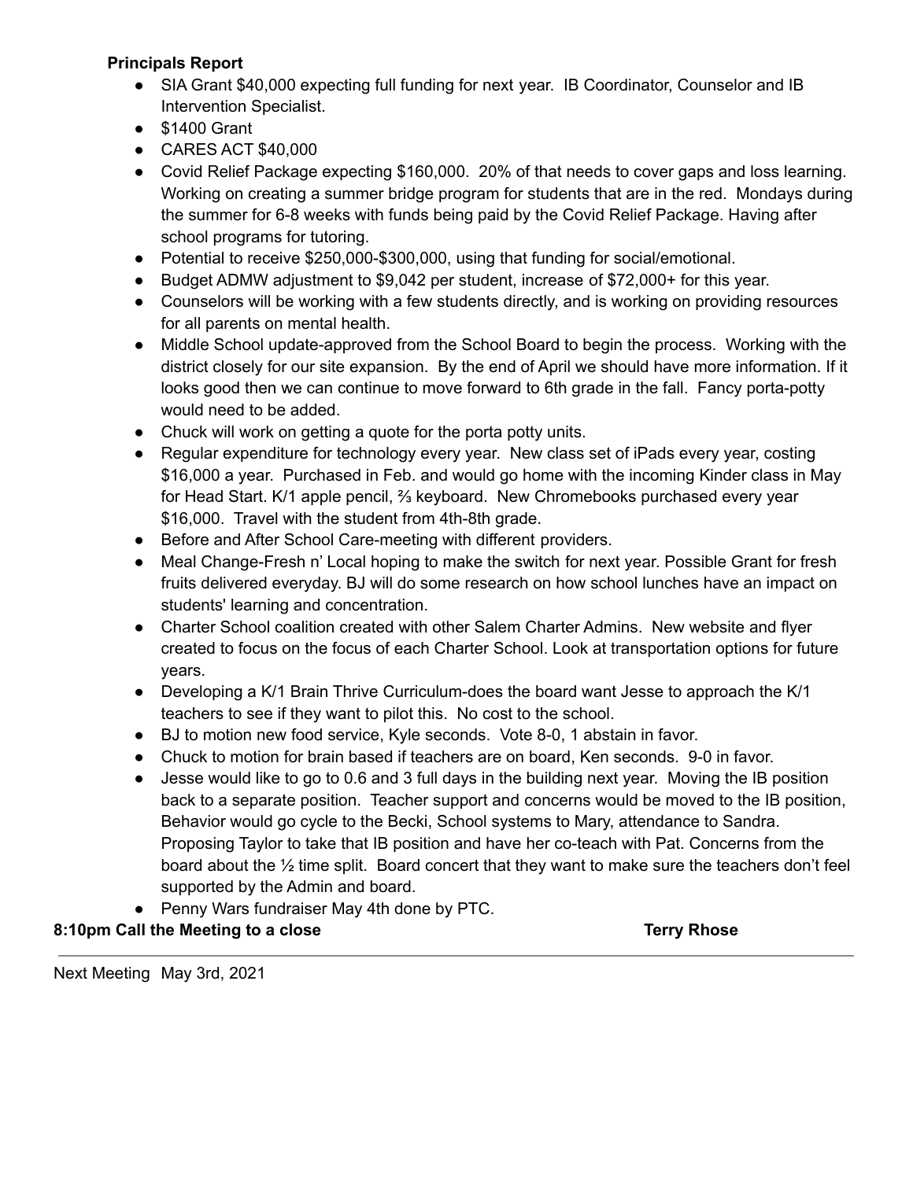**Principals Report**

- SIA Grant $40,000 expecting full funding for next year. IB Coordinator, Counselor and IB Intervention Specialist.
- $1400 Grant
- CARES ACT $40,000
- Covid Relief Package expecting $160,000. 20% of that needs to cover gaps and loss learning. Working on creating a summer bridge program for students that are in the red. Mondays during the summer for 6-8 weeks with funds being paid by the Covid Relief Package. Having after school programs for tutoring.
- Potential to receive $250,000-$300,000, using that funding for social/emotional.
- Budget ADMW adjustment to $9,042 per student, increase of $72,000+ for this year.
- Counselors will be working with a few students directly, and is working on providing resources for all parents on mental health.
- Middle School update-approved from the School Board to begin the process. Working with the district closely for our site expansion. By the end of April we should have more information. If it looks good then we can continue to move forward to 6th grade in the fall. Fancy porta-potty would need to be added.
- Chuck will work on getting a quote for the porta potty units.
- Regular expenditure for technology every year. New class set of iPads every year, costing $16,000 a year. Purchased in Feb. and would go home with the incoming Kinder class in May for Head Start. K/1 apple pencil, ⅔ keyboard. New Chromebooks purchased every year $16,000. Travel with the student from 4th-8th grade.
- Before and After School Care-meeting with different providers.
- Meal Change-Fresh n' Local hoping to make the switch for next year. Possible Grant for fresh fruits delivered everyday. BJ will do some research on how school lunches have an impact on students' learning and concentration.
- Charter School coalition created with other Salem Charter Admins. New website and flyer created to focus on the focus of each Charter School. Look at transportation options for future years.
- Developing a K/1 Brain Thrive Curriculum-does the board want Jesse to approach the K/1 teachers to see if they want to pilot this. No cost to the school.
- BJ to motion new food service, Kyle seconds. Vote 8-0, 1 abstain in favor.
- Chuck to motion for brain based if teachers are on board, Ken seconds. 9-0 in favor.
- Jesse would like to go to 0.6 and 3 full days in the building next year. Moving the IB position back to a separate position. Teacher support and concerns would be moved to the IB position, Behavior would go cycle to the Becki, School systems to Mary, attendance to Sandra. Proposing Taylor to take that IB position and have her co-teach with Pat. Concerns from the board about the ½ time split. Board concert that they want to make sure the teachers don't feel supported by the Admin and board.
- Penny Wars fundraiser May 4th done by PTC.

**8:10pm Call the Meeting to a close** **Terry Rhose**

---

Next Meeting May 3rd, 2021